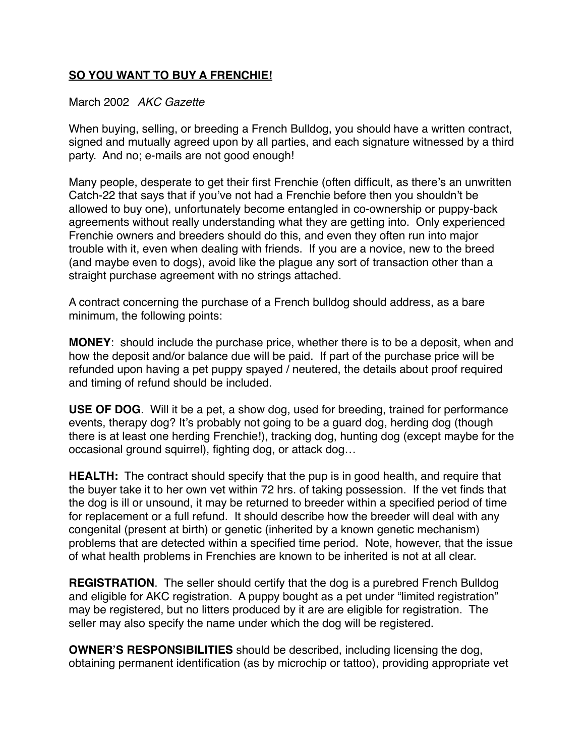## **SO YOU WANT TO BUY A FRENCHIE!**

March 2002 *AKC Gazette*

When buying, selling, or breeding a French Bulldog, you should have a written contract, signed and mutually agreed upon by all parties, and each signature witnessed by a third party. And no; e-mails are not good enough!

Many people, desperate to get their first Frenchie (often difficult, as there's an unwritten Catch-22 that says that if you've not had a Frenchie before then you shouldn't be allowed to buy one), unfortunately become entangled in co-ownership or puppy-back agreements without really understanding what they are getting into. Only experienced Frenchie owners and breeders should do this, and even they often run into major trouble with it, even when dealing with friends. If you are a novice, new to the breed (and maybe even to dogs), avoid like the plague any sort of transaction other than a straight purchase agreement with no strings attached.

A contract concerning the purchase of a French bulldog should address, as a bare minimum, the following points:

**MONEY**: should include the purchase price, whether there is to be a deposit, when and how the deposit and/or balance due will be paid. If part of the purchase price will be refunded upon having a pet puppy spayed / neutered, the details about proof required and timing of refund should be included.

**USE OF DOG**. Will it be a pet, a show dog, used for breeding, trained for performance events, therapy dog? It's probably not going to be a guard dog, herding dog (though there is at least one herding Frenchie!), tracking dog, hunting dog (except maybe for the occasional ground squirrel), fighting dog, or attack dog…

**HEALTH:** The contract should specify that the pup is in good health, and require that the buyer take it to her own vet within 72 hrs. of taking possession. If the vet finds that the dog is ill or unsound, it may be returned to breeder within a specified period of time for replacement or a full refund. It should describe how the breeder will deal with any congenital (present at birth) or genetic (inherited by a known genetic mechanism) problems that are detected within a specified time period. Note, however, that the issue of what health problems in Frenchies are known to be inherited is not at all clear.

**REGISTRATION**. The seller should certify that the dog is a purebred French Bulldog and eligible for AKC registration. A puppy bought as a pet under "limited registration" may be registered, but no litters produced by it are are eligible for registration. The seller may also specify the name under which the dog will be registered.

**OWNER'S RESPONSIBILITIES** should be described, including licensing the dog, obtaining permanent identification (as by microchip or tattoo), providing appropriate vet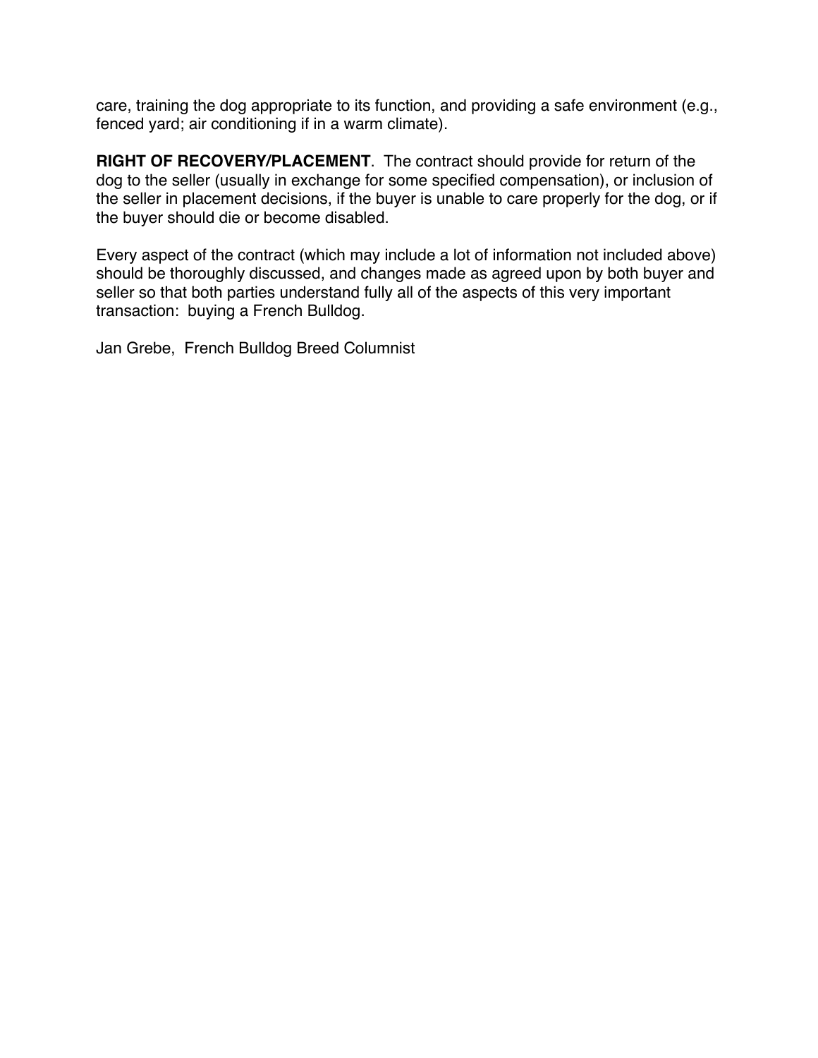care, training the dog appropriate to its function, and providing a safe environment (e.g., fenced yard; air conditioning if in a warm climate).

**RIGHT OF RECOVERY/PLACEMENT**. The contract should provide for return of the dog to the seller (usually in exchange for some specified compensation), or inclusion of the seller in placement decisions, if the buyer is unable to care properly for the dog, or if the buyer should die or become disabled.

Every aspect of the contract (which may include a lot of information not included above) should be thoroughly discussed, and changes made as agreed upon by both buyer and seller so that both parties understand fully all of the aspects of this very important transaction: buying a French Bulldog.

Jan Grebe, French Bulldog Breed Columnist